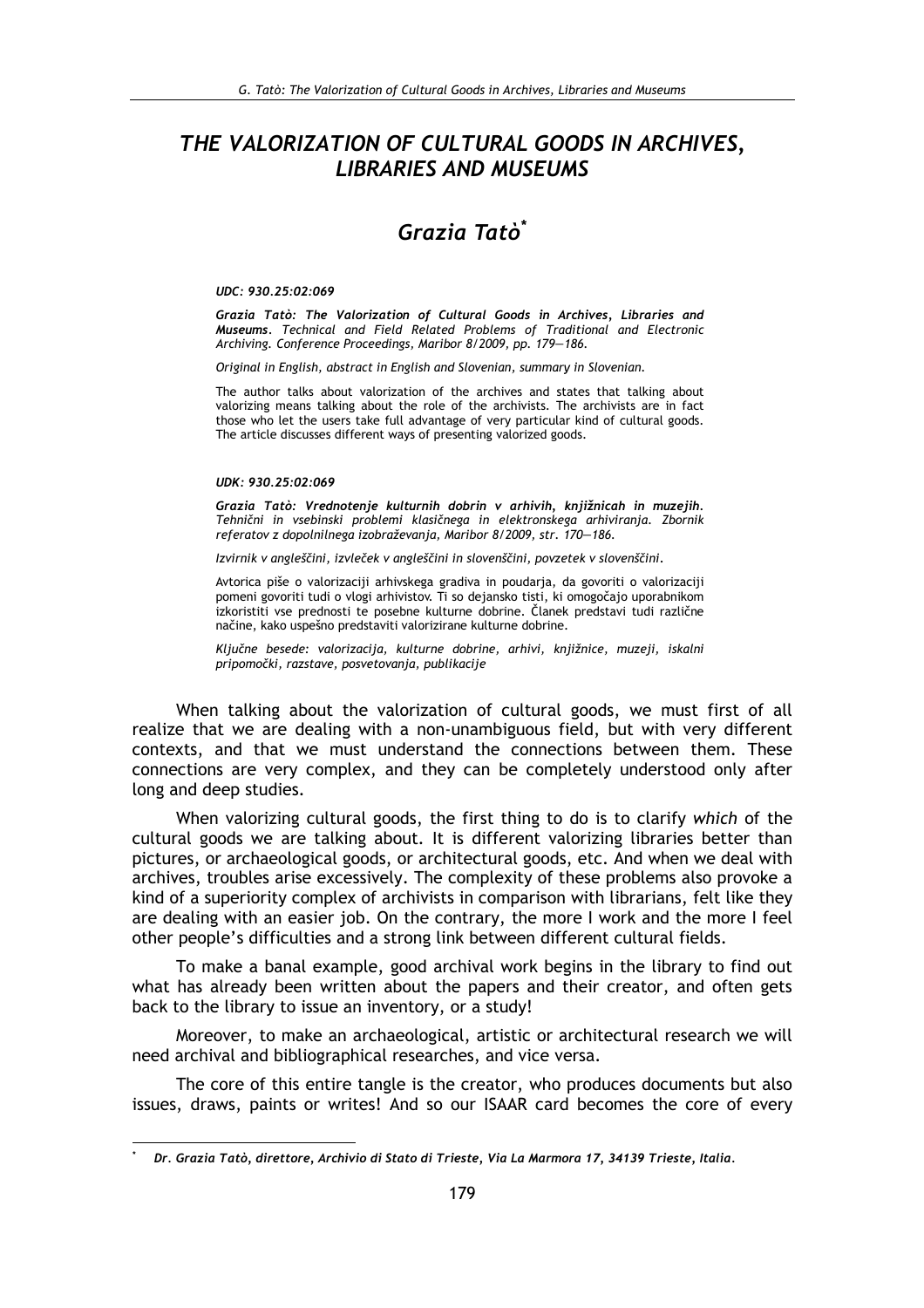# *THE VALORIZATION OF CULTURAL GOODS IN ARCHIVES, LIBRARIES AND MUSEUMS*

## *Grazia Tatò*[*]

***UDC: 930.25:02:069***

***Grazia Tatò: The Valorization of Cultural Goods in Archives, Libraries and Museums****. Technical and Field Related Problems of Traditional and Electronic Archiving. Conference Proceedings, Maribor 8/2009, pp. 179—186.*

*Original in English, abstract in English and Slovenian, summary in Slovenian.*

The author talks about valorization of the archives and states that talking about valorizing means talking about the role of the archivists. The archivists are in fact those who let the users take full advantage of very particular kind of cultural goods. The article discusses different ways of presenting valorized goods.

***UDK: 930.25:02:069***

***Grazia Tatò: Vrednotenje kulturnih dobrin v arhivih, knjižnicah in muzejih****. Tehnični in vsebinski problemi klasičnega in elektronskega arhiviranja. Zbornik referatov z dopolnilnega izobraževanja, Maribor 8/2009, str. 170—186.*

*Izvirnik v angleščini, izvleček v angleščini in slovenščini, povzetek v slovenščini.*

Avtorica piše o valorizaciji arhivskega gradiva in poudarja, da govoriti o valorizaciji pomeni govoriti tudi o vlogi arhivistov. Ti so dejansko tisti, ki omogočajo uporabnikom izkoristiti vse prednosti te posebne kulturne dobrine. Članek predstavi tudi različne načine, kako uspešno predstaviti valorizirane kulturne dobrine.

*Ključne besede: valorizacija, kulturne dobrine, arhivi, knjižnice, muzeji, iskalni pripomočki, razstave, posvetovanja, publikacije*

When talking about the valorization of cultural goods, we must first of all realize that we are dealing with a non-unambiguous field, but with very different contexts, and that we must understand the connections between them. These connections are very complex, and they can be completely understood only after long and deep studies.

When valorizing cultural goods, the first thing to do is to clarify *which* of the cultural goods we are talking about. It is different valorizing libraries better than pictures, or archaeological goods, or architectural goods, etc. And when we deal with archives, troubles arise excessively. The complexity of these problems also provoke a kind of a superiority complex of archivists in comparison with librarians, felt like they are dealing with an easier job. On the contrary, the more I work and the more I feel other people's difficulties and a strong link between different cultural fields.

To make a banal example, good archival work begins in the library to find out what has already been written about the papers and their creator, and often gets back to the library to issue an inventory, or a study!

Moreover, to make an archaeological, artistic or architectural research we will need archival and bibliographical researches, and vice versa.

The core of this entire tangle is the creator, who produces documents but also issues, draws, paints or writes! And so our ISAAR card becomes the core of every

[*] *Dr. Grazia Tatò, direttore, Archivio di Stato di Trieste, Via La Marmora 17, 34139 Trieste, Italia.*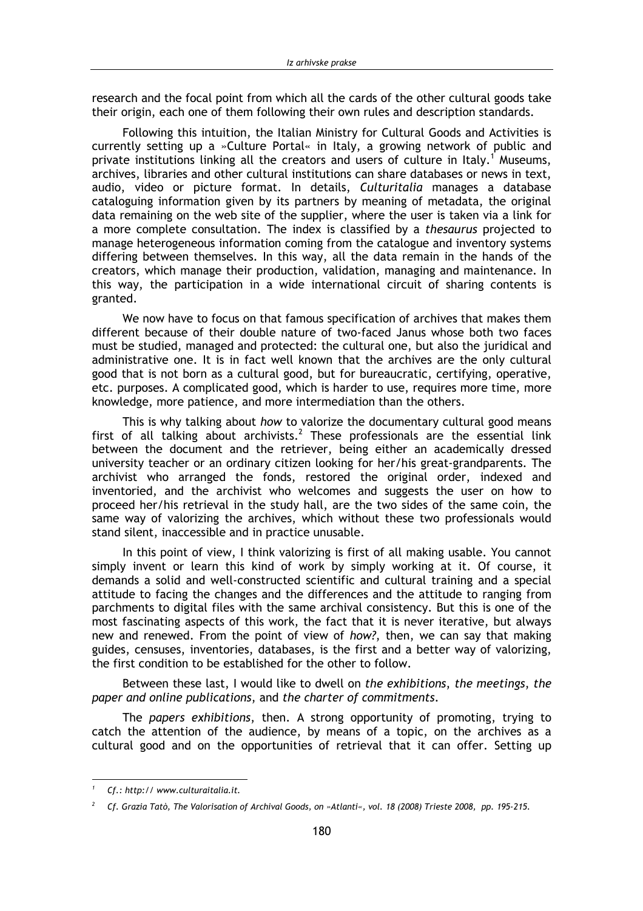research and the focal point from which all the cards of the other cultural goods take their origin, each one of them following their own rules and description standards.

Following this intuition, the Italian Ministry for Cultural Goods and Activities is currently setting up a »Culture Portal« in Italy, a growing network of public and private institutions linking all the creators and users of culture in Italy.[1] Museums, archives, libraries and other cultural institutions can share databases or news in text, audio, video or picture format. In details, *Culturitalia* manages a database cataloguing information given by its partners by meaning of metadata, the original data remaining on the web site of the supplier, where the user is taken via a link for a more complete consultation. The index is classified by a *thesaurus* projected to manage heterogeneous information coming from the catalogue and inventory systems differing between themselves. In this way, all the data remain in the hands of the creators, which manage their production, validation, managing and maintenance. In this way, the participation in a wide international circuit of sharing contents is granted.

We now have to focus on that famous specification of archives that makes them different because of their double nature of two-faced Janus whose both two faces must be studied, managed and protected: the cultural one, but also the juridical and administrative one. It is in fact well known that the archives are the only cultural good that is not born as a cultural good, but for bureaucratic, certifying, operative, etc. purposes. A complicated good, which is harder to use, requires more time, more knowledge, more patience, and more intermediation than the others.

This is why talking about *how* to valorize the documentary cultural good means first of all talking about archivists.[2] These professionals are the essential link between the document and the retriever, being either an academically dressed university teacher or an ordinary citizen looking for her/his great-grandparents. The archivist who arranged the fonds, restored the original order, indexed and inventoried, and the archivist who welcomes and suggests the user on how to proceed her/his retrieval in the study hall, are the two sides of the same coin, the same way of valorizing the archives, which without these two professionals would stand silent, inaccessible and in practice unusable.

In this point of view, I think valorizing is first of all making usable. You cannot simply invent or learn this kind of work by simply working at it. Of course, it demands a solid and well-constructed scientific and cultural training and a special attitude to facing the changes and the differences and the attitude to ranging from parchments to digital files with the same archival consistency. But this is one of the most fascinating aspects of this work, the fact that it is never iterative, but always new and renewed. From the point of view of *how?*, then, we can say that making guides, censuses, inventories, databases, is the first and a better way of valorizing, the first condition to be established for the other to follow.

Between these last, I would like to dwell on *the exhibitions*, *the meetings*, *the paper and online publications*, and *the charter of commitments*.

The *papers exhibitions*, then. A strong opportunity of promoting, trying to catch the attention of the audience, by means of a topic, on the archives as a cultural good and on the opportunities of retrieval that it can offer. Setting up

---

[1] *Cf.: http:// www.culturaitalia.it.*

[2] *Cf. Grazia Tatò, The Valorisation of Archival Goods, on »Atlanti«, vol. 18 (2008) Trieste 2008, pp. 195-215.*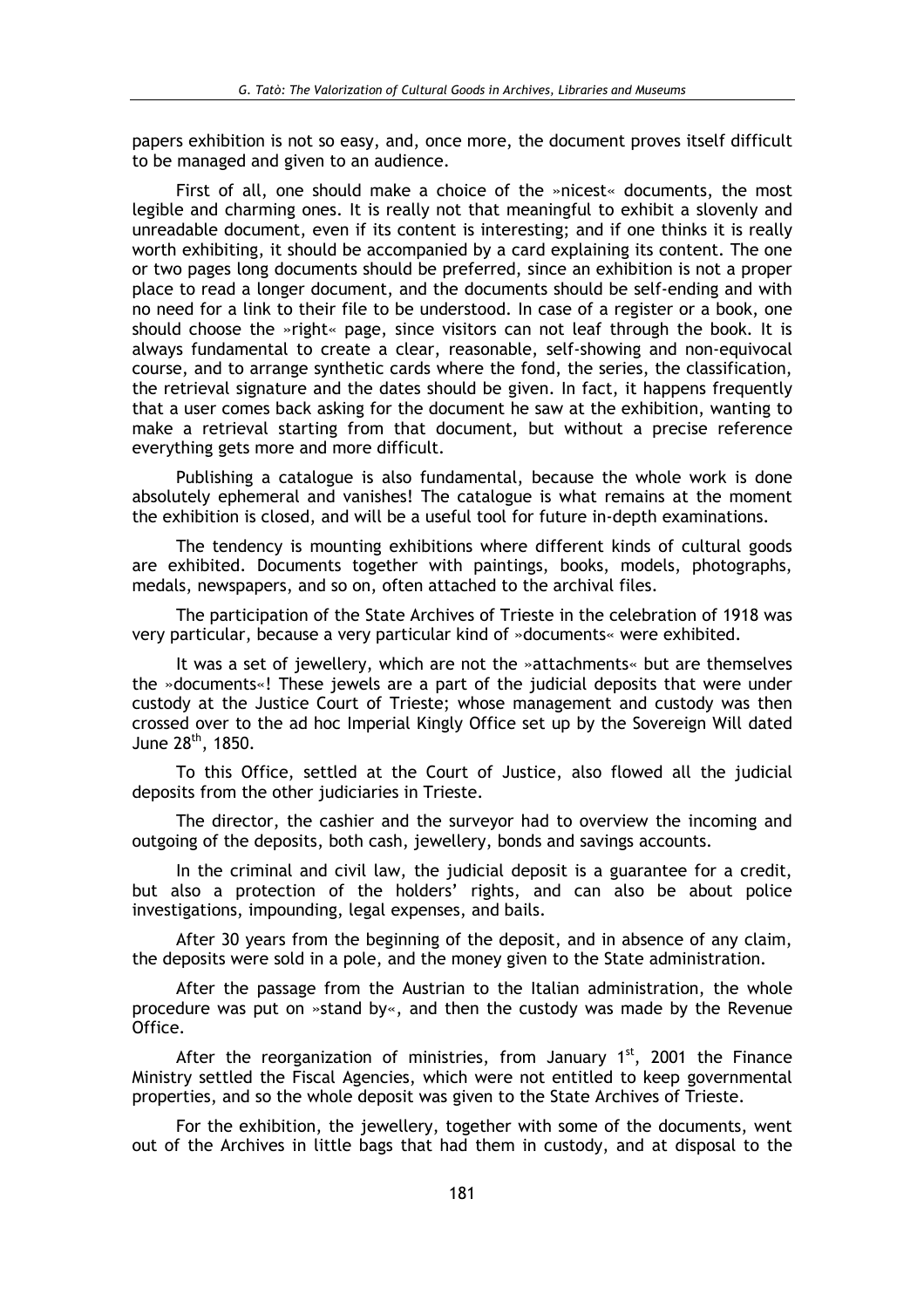papers exhibition is not so easy, and, once more, the document proves itself difficult to be managed and given to an audience.

First of all, one should make a choice of the »nicest« documents, the most legible and charming ones. It is really not that meaningful to exhibit a slovenly and unreadable document, even if its content is interesting; and if one thinks it is really worth exhibiting, it should be accompanied by a card explaining its content. The one or two pages long documents should be preferred, since an exhibition is not a proper place to read a longer document, and the documents should be self-ending and with no need for a link to their file to be understood. In case of a register or a book, one should choose the »right« page, since visitors can not leaf through the book. It is always fundamental to create a clear, reasonable, self-showing and non-equivocal course, and to arrange synthetic cards where the fond, the series, the classification, the retrieval signature and the dates should be given. In fact, it happens frequently that a user comes back asking for the document he saw at the exhibition, wanting to make a retrieval starting from that document, but without a precise reference everything gets more and more difficult.

Publishing a catalogue is also fundamental, because the whole work is done absolutely ephemeral and vanishes! The catalogue is what remains at the moment the exhibition is closed, and will be a useful tool for future in-depth examinations.

The tendency is mounting exhibitions where different kinds of cultural goods are exhibited. Documents together with paintings, books, models, photographs, medals, newspapers, and so on, often attached to the archival files.

The participation of the State Archives of Trieste in the celebration of 1918 was very particular, because a very particular kind of »documents« were exhibited.

It was a set of jewellery, which are not the »attachments« but are themselves the »documents«! These jewels are a part of the judicial deposits that were under custody at the Justice Court of Trieste; whose management and custody was then crossed over to the ad hoc Imperial Kingly Office set up by the Sovereign Will dated June 28th, 1850.

To this Office, settled at the Court of Justice, also flowed all the judicial deposits from the other judiciaries in Trieste.

The director, the cashier and the surveyor had to overview the incoming and outgoing of the deposits, both cash, jewellery, bonds and savings accounts.

In the criminal and civil law, the judicial deposit is a guarantee for a credit, but also a protection of the holders' rights, and can also be about police investigations, impounding, legal expenses, and bails.

After 30 years from the beginning of the deposit, and in absence of any claim, the deposits were sold in a pole, and the money given to the State administration.

After the passage from the Austrian to the Italian administration, the whole procedure was put on »stand by«, and then the custody was made by the Revenue Office.

After the reorganization of ministries, from January 1st, 2001 the Finance Ministry settled the Fiscal Agencies, which were not entitled to keep governmental properties, and so the whole deposit was given to the State Archives of Trieste.

For the exhibition, the jewellery, together with some of the documents, went out of the Archives in little bags that had them in custody, and at disposal to the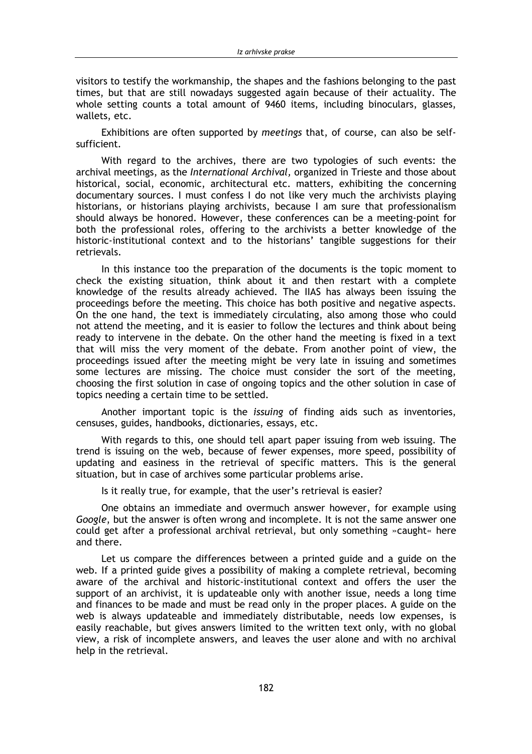visitors to testify the workmanship, the shapes and the fashions belonging to the past times, but that are still nowadays suggested again because of their actuality. The whole setting counts a total amount of 9460 items, including binoculars, glasses, wallets, etc.

Exhibitions are often supported by *meetings* that, of course, can also be self-sufficient.

With regard to the archives, there are two typologies of such events: the archival meetings, as the *International Archival*, organized in Trieste and those about historical, social, economic, architectural etc. matters, exhibiting the concerning documentary sources. I must confess I do not like very much the archivists playing historians, or historians playing archivists, because I am sure that professionalism should always be honored. However, these conferences can be a meeting-point for both the professional roles, offering to the archivists a better knowledge of the historic-institutional context and to the historians' tangible suggestions for their retrievals.

In this instance too the preparation of the documents is the topic moment to check the existing situation, think about it and then restart with a complete knowledge of the results already achieved. The IIAS has always been issuing the proceedings before the meeting. This choice has both positive and negative aspects. On the one hand, the text is immediately circulating, also among those who could not attend the meeting, and it is easier to follow the lectures and think about being ready to intervene in the debate. On the other hand the meeting is fixed in a text that will miss the very moment of the debate. From another point of view, the proceedings issued after the meeting might be very late in issuing and sometimes some lectures are missing. The choice must consider the sort of the meeting, choosing the first solution in case of ongoing topics and the other solution in case of topics needing a certain time to be settled.

Another important topic is the *issuing* of finding aids such as inventories, censuses, guides, handbooks, dictionaries, essays, etc.

With regards to this, one should tell apart paper issuing from web issuing. The trend is issuing on the web, because of fewer expenses, more speed, possibility of updating and easiness in the retrieval of specific matters. This is the general situation, but in case of archives some particular problems arise.

Is it really true, for example, that the user's retrieval is easier?

One obtains an immediate and overmuch answer however, for example using *Google*, but the answer is often wrong and incomplete. It is not the same answer one could get after a professional archival retrieval, but only something »caught« here and there.

Let us compare the differences between a printed guide and a guide on the web. If a printed guide gives a possibility of making a complete retrieval, becoming aware of the archival and historic-institutional context and offers the user the support of an archivist, it is updateable only with another issue, needs a long time and finances to be made and must be read only in the proper places. A guide on the web is always updateable and immediately distributable, needs low expenses, is easily reachable, but gives answers limited to the written text only, with no global view, a risk of incomplete answers, and leaves the user alone and with no archival help in the retrieval.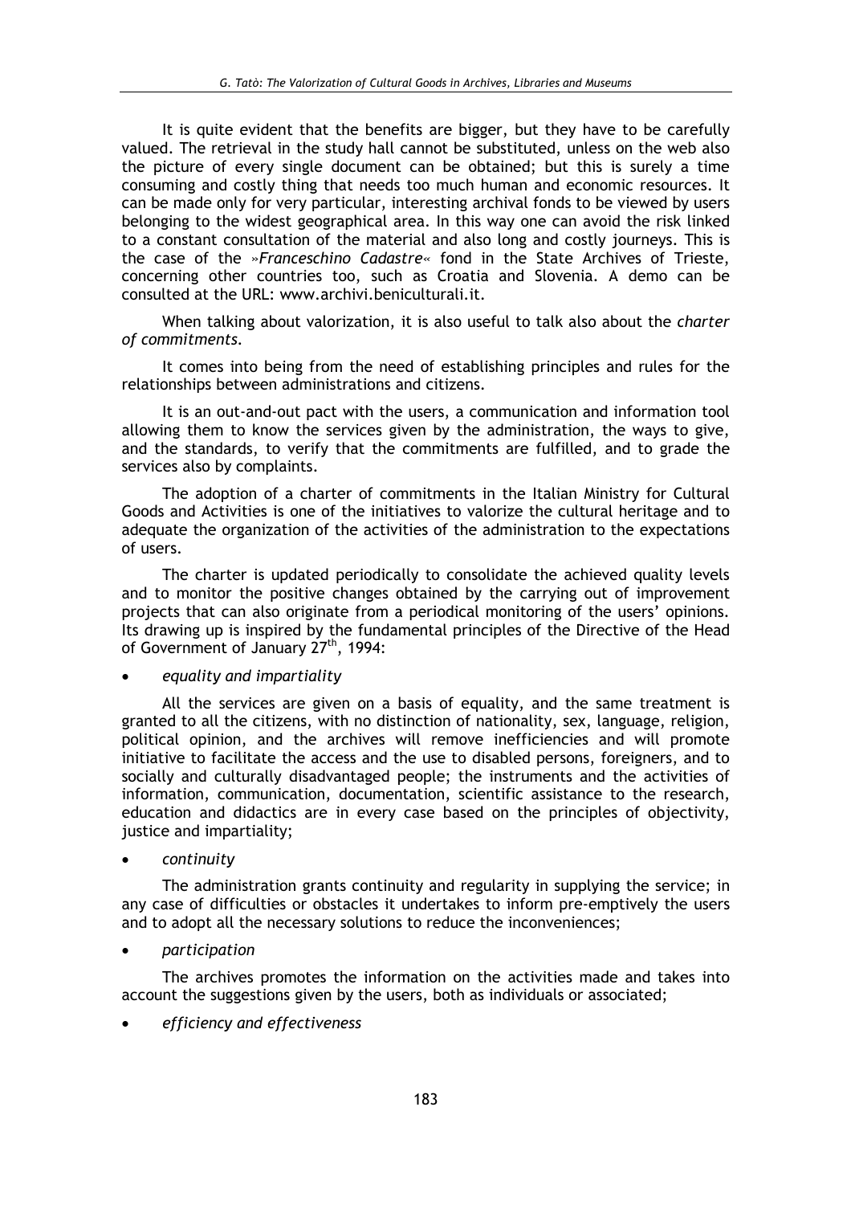It is quite evident that the benefits are bigger, but they have to be carefully valued. The retrieval in the study hall cannot be substituted, unless on the web also the picture of every single document can be obtained; but this is surely a time consuming and costly thing that needs too much human and economic resources. It can be made only for very particular, interesting archival fonds to be viewed by users belonging to the widest geographical area. In this way one can avoid the risk linked to a constant consultation of the material and also long and costly journeys. This is the case of the »*Franceschino Cadastre*« fond in the State Archives of Trieste, concerning other countries too, such as Croatia and Slovenia. A demo can be consulted at the URL: www.archivi.beniculturali.it.

When talking about valorization, it is also useful to talk also about the *charter of commitments*.

It comes into being from the need of establishing principles and rules for the relationships between administrations and citizens.

It is an out-and-out pact with the users, a communication and information tool allowing them to know the services given by the administration, the ways to give, and the standards, to verify that the commitments are fulfilled, and to grade the services also by complaints.

The adoption of a charter of commitments in the Italian Ministry for Cultural Goods and Activities is one of the initiatives to valorize the cultural heritage and to adequate the organization of the activities of the administration to the expectations of users.

The charter is updated periodically to consolidate the achieved quality levels and to monitor the positive changes obtained by the carrying out of improvement projects that can also originate from a periodical monitoring of the users' opinions. Its drawing up is inspired by the fundamental principles of the Directive of the Head of Government of January 27th, 1994:

- *equality and impartiality*

All the services are given on a basis of equality, and the same treatment is granted to all the citizens, with no distinction of nationality, sex, language, religion, political opinion, and the archives will remove inefficiencies and will promote initiative to facilitate the access and the use to disabled persons, foreigners, and to socially and culturally disadvantaged people; the instruments and the activities of information, communication, documentation, scientific assistance to the research, education and didactics are in every case based on the principles of objectivity, justice and impartiality;

- *continuity*

The administration grants continuity and regularity in supplying the service; in any case of difficulties or obstacles it undertakes to inform pre-emptively the users and to adopt all the necessary solutions to reduce the inconveniences;

- *participation*

The archives promotes the information on the activities made and takes into account the suggestions given by the users, both as individuals or associated;

- *efficiency and effectiveness*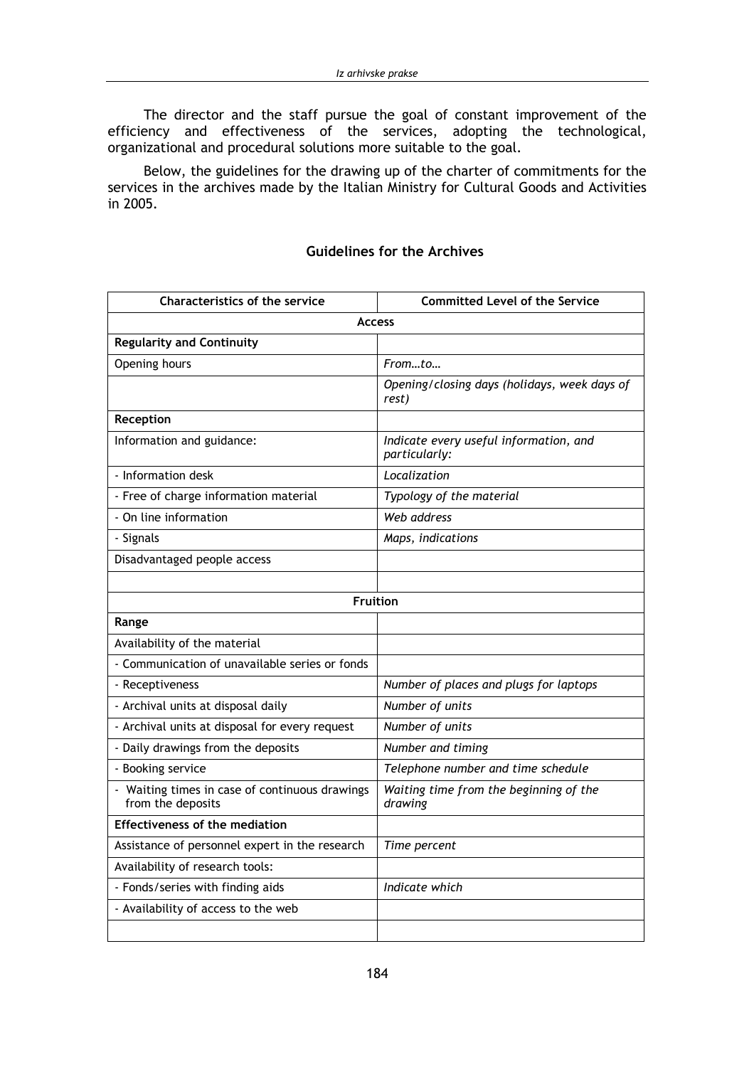The director and the staff pursue the goal of constant improvement of the efficiency and effectiveness of the services, adopting the technological, organizational and procedural solutions more suitable to the goal.

Below, the guidelines for the drawing up of the charter of commitments for the services in the archives made by the Italian Ministry for Cultural Goods and Activities in 2005.

### Guidelines for the Archives

| Characteristics of the service | Committed Level of the Service |
|---|---|
| **Access** | |
| **Regularity and Continuity** | |
| Opening hours | *From…to…* |
| | *Opening/closing days (holidays, week days of rest)* |
| **Reception** | |
| Information and guidance: | *Indicate every useful information, and particularly:* |
| - Information desk | *Localization* |
| - Free of charge information material | *Typology of the material* |
| - On line information | *Web address* |
| - Signals | *Maps, indications* |
| Disadvantaged people access | |
| | |
| **Fruition** | |
| **Range** | |
| Availability of the material | |
| - Communication of unavailable series or fonds | |
| - Receptiveness | *Number of places and plugs for laptops* |
| - Archival units at disposal daily | *Number of units* |
| - Archival units at disposal for every request | *Number of units* |
| - Daily drawings from the deposits | *Number and timing* |
| - Booking service | *Telephone number and time schedule* |
| - Waiting times in case of continuous drawings from the deposits | *Waiting time from the beginning of the drawing* |
| **Effectiveness of the mediation** | |
| Assistance of personnel expert in the research | *Time percent* |
| Availability of research tools: | |
| - Fonds/series with finding aids | *Indicate which* |
| - Availability of access to the web | |
| | |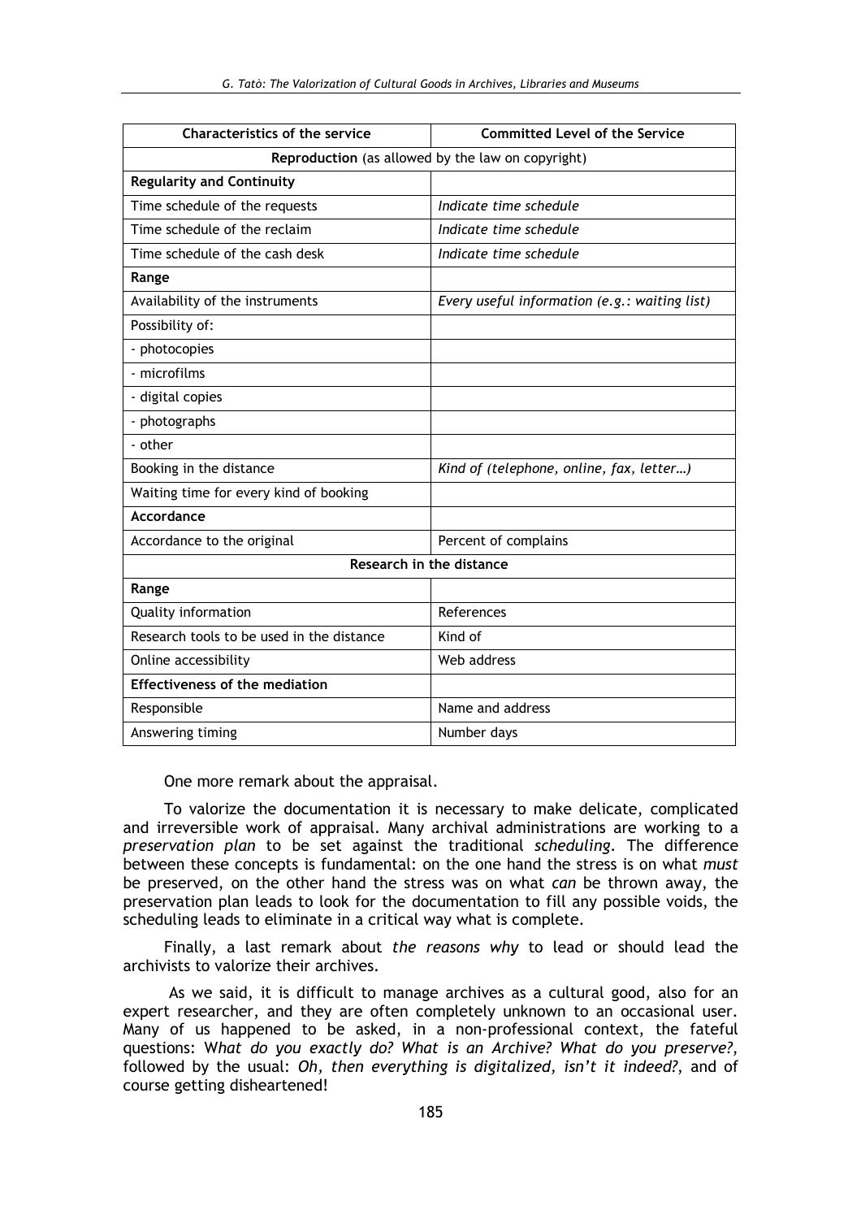| Characteristics of the service | Committed Level of the Service |
|---|---|
| **Reproduction** (as allowed by the law on copyright) | |
| **Regularity and Continuity** | |
| Time schedule of the requests | *Indicate time schedule* |
| Time schedule of the reclaim | *Indicate time schedule* |
| Time schedule of the cash desk | *Indicate time schedule* |
| **Range** | |
| Availability of the instruments | *Every useful information (e.g.: waiting list)* |
| Possibility of: | |
| - photocopies | |
| - microfilms | |
| - digital copies | |
| - photographs | |
| - other | |
| Booking in the distance | *Kind of (telephone, online, fax, letter…)* |
| Waiting time for every kind of booking | |
| **Accordance** | |
| Accordance to the original | Percent of complains |
| **Research in the distance** | |
| **Range** | |
| Quality information | References |
| Research tools to be used in the distance | Kind of |
| Online accessibility | Web address |
| **Effectiveness of the mediation** | |
| Responsible | Name and address |
| Answering timing | Number days |

One more remark about the appraisal.

To valorize the documentation it is necessary to make delicate, complicated and irreversible work of appraisal. Many archival administrations are working to a *preservation plan* to be set against the traditional *scheduling*. The difference between these concepts is fundamental: on the one hand the stress is on what *must* be preserved, on the other hand the stress was on what *can* be thrown away, the preservation plan leads to look for the documentation to fill any possible voids, the scheduling leads to eliminate in a critical way what is complete.

Finally, a last remark about *the reasons why* to lead or should lead the archivists to valorize their archives.

As we said, it is difficult to manage archives as a cultural good, also for an expert researcher, and they are often completely unknown to an occasional user. Many of us happened to be asked, in a non-professional context, the fateful questions: W*hat do you exactly do? What is an Archive? What do you preserve?*, followed by the usual: *Oh, then everything is digitalized, isn't it indeed?*, and of course getting disheartened!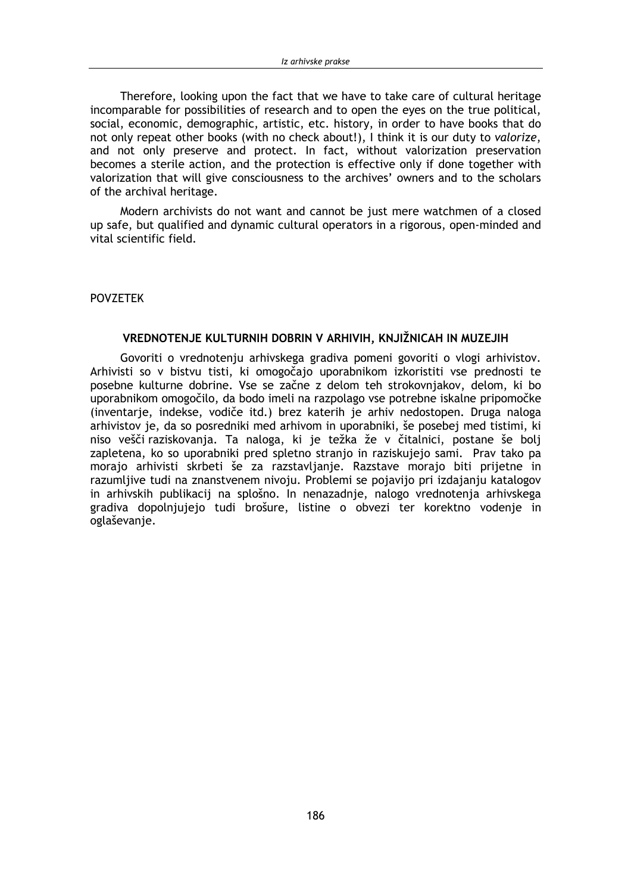Therefore, looking upon the fact that we have to take care of cultural heritage incomparable for possibilities of research and to open the eyes on the true political, social, economic, demographic, artistic, etc. history, in order to have books that do not only repeat other books (with no check about!), I think it is our duty to *valorize*, and not only preserve and protect. In fact, without valorization preservation becomes a sterile action, and the protection is effective only if done together with valorization that will give consciousness to the archives' owners and to the scholars of the archival heritage.

Modern archivists do not want and cannot be just mere watchmen of a closed up safe, but qualified and dynamic cultural operators in a rigorous, open-minded and vital scientific field.

POVZETEK

### VREDNOTENJE KULTURNIH DOBRIN V ARHIVIH, KNJIŽNICAH IN MUZEJIH

Govoriti o vrednotenju arhivskega gradiva pomeni govoriti o vlogi arhivistov. Arhivisti so v bistvu tisti, ki omogočajo uporabnikom izkoristiti vse prednosti te posebne kulturne dobrine. Vse se začne z delom teh strokovnjakov, delom, ki bo uporabnikom omogočilo, da bodo imeli na razpolago vse potrebne iskalne pripomočke (inventarje, indekse, vodiče itd.) brez katerih je arhiv nedostopen. Druga naloga arhivistov je, da so posredniki med arhivom in uporabniki, še posebej med tistimi, ki niso vešči raziskovanja. Ta naloga, ki je težka že v čitalnici, postane še bolj zapletena, ko so uporabniki pred spletno stranjo in raziskujejo sami. Prav tako pa morajo arhivisti skrbeti še za razstavljanje. Razstave morajo biti prijetne in razumljive tudi na znanstvenem nivoju. Problemi se pojavijo pri izdajanju katalogov in arhivskih publikacij na splošno. In nenazadnje, nalogo vrednotenja arhivskega gradiva dopolnjujejo tudi brošure, listine o obvezi ter korektno vodenje in oglaševanje.